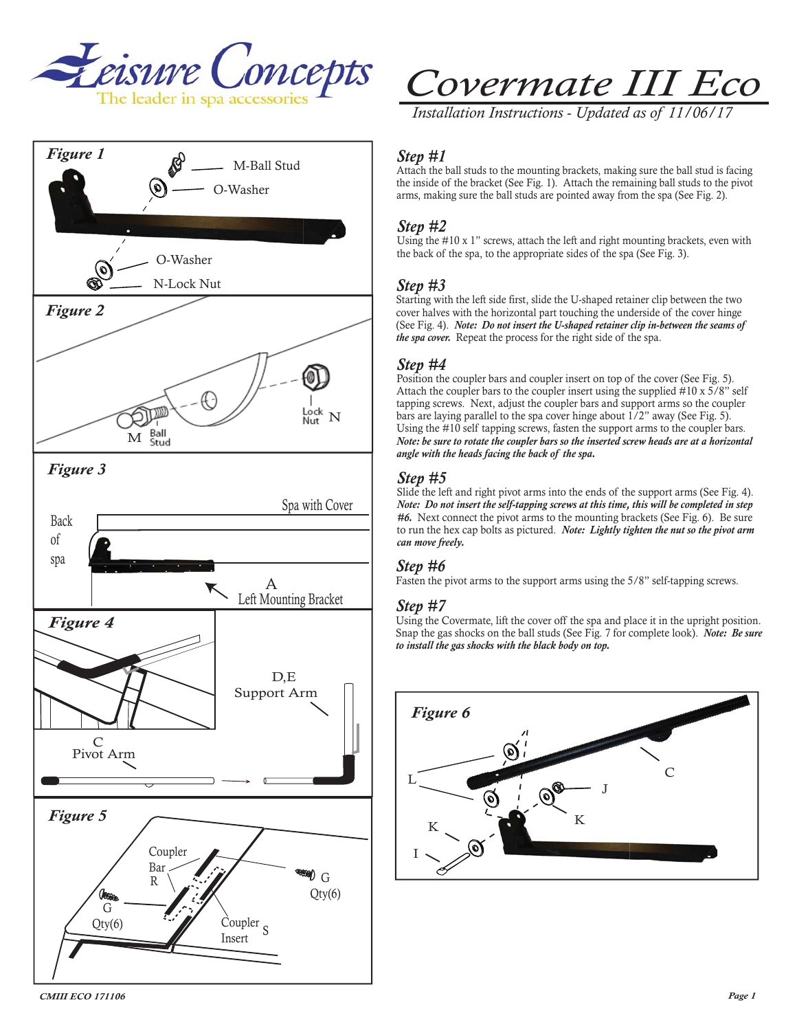Leisure Concepts
The leader in spa accessories

# Covermate III Eco

*Installation Instructions - Updated as of 11/06/17*

**Figure 1**

M-Ball Stud

O-Washer

O-Washer

N-Lock Nut

**Figure 2**

Lock Nut N

M Ball Stud

**Figure 3**

Spa with Cover

Back of spa

A
Left Mounting Bracket

**Figure 4**

D,E
Support Arm

C
Pivot Arm

**Figure 5**

Coupler Bar R

G Qty(6)

G Qty(6)

Coupler Insert S

## Step #1

Attach the ball studs to the mounting brackets, making sure the ball stud is facing the inside of the bracket (See Fig. 1). Attach the remaining ball studs to the pivot arms, making sure the ball studs are pointed away from the spa (See Fig. 2).

## Step #2

Using the #10 x 1" screws, attach the left and right mounting brackets, even with the back of the spa, to the appropriate sides of the spa (See Fig. 3).

## Step #3

Starting with the left side first, slide the U-shaped retainer clip between the two cover halves with the horizontal part touching the underside of the cover hinge (See Fig. 4). ***Note: Do not insert the U-shaped retainer clip in-between the seams of the spa cover.*** Repeat the process for the right side of the spa.

## Step #4

Position the coupler bars and coupler insert on top of the cover (See Fig. 5). Attach the coupler bars to the coupler insert using the supplied #10 x 5/8" self tapping screws. Next, adjust the coupler bars and support arms so the coupler bars are laying parallel to the spa cover hinge about 1/2" away (See Fig. 5). Using the #10 self tapping screws, fasten the support arms to the coupler bars. ***Note: be sure to rotate the coupler bars so the inserted screw heads are at a horizontal angle with the heads facing the back of the spa.***

## Step #5

Slide the left and right pivot arms into the ends of the support arms (See Fig. 4). ***Note: Do not insert the self-tapping screws at this time, this will be completed in step #6.*** Next connect the pivot arms to the mounting brackets (See Fig. 6). Be sure to run the hex cap bolts as pictured. ***Note: Lightly tighten the nut so the pivot arm can move freely.***

## Step #6

Fasten the pivot arms to the support arms using the 5/8" self-tapping screws.

## Step #7

Using the Covermate, lift the cover off the spa and place it in the upright position. Snap the gas shocks on the ball studs (See Fig. 7 for complete look). ***Note: Be sure to install the gas shocks with the black body on top.***

**Figure 6**

L

C

J

K

K

I

*CMIII ECO 171106*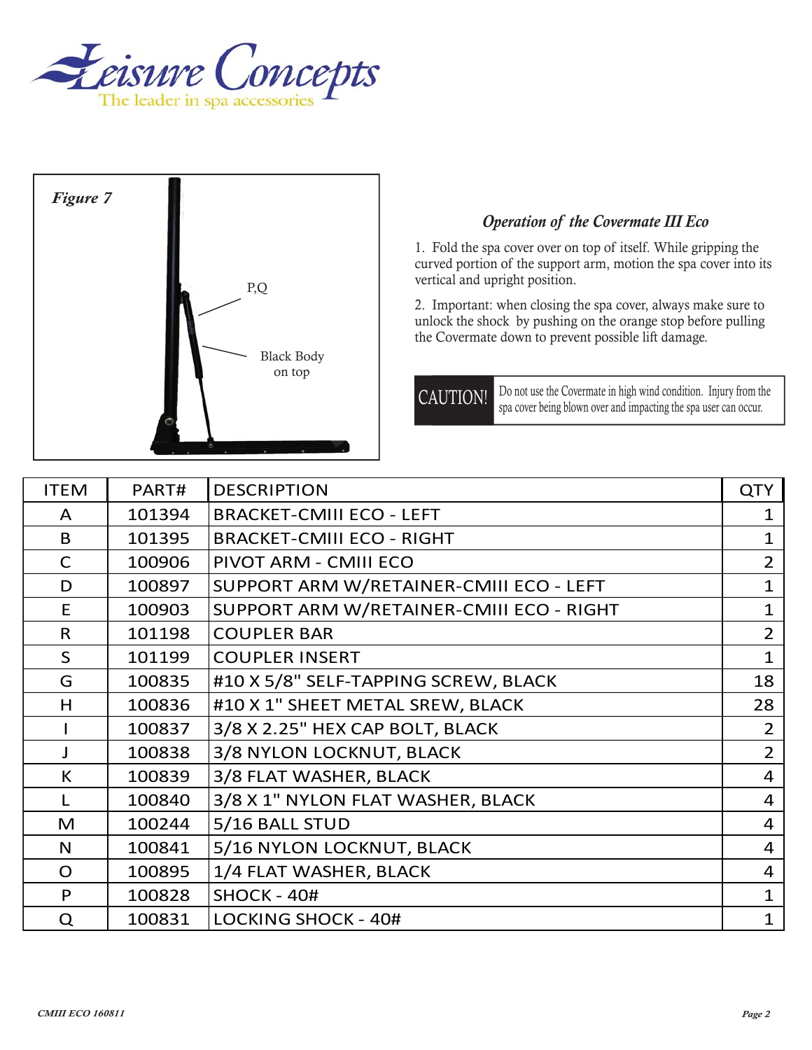*Figure 7*

P,Q

Black Body on top

### *Operation of the Covermate III Eco*

1. Fold the spa cover over on top of itself. While gripping the curved portion of the support arm, motion the spa cover into its vertical and upright position.

2. Important: when closing the spa cover, always make sure to unlock the shock by pushing on the orange stop before pulling the Covermate down to prevent possible lift damage.

**CAUTION!** Do not use the Covermate in high wind condition. Injury from the spa cover being blown over and impacting the spa user can occur.

| ITEM | PART# | DESCRIPTION | QTY |
|---|---|---|---|
| A | 101394 | BRACKET-CMIII ECO - LEFT | 1 |
| B | 101395 | BRACKET-CMIII ECO - RIGHT | 1 |
| C | 100906 | PIVOT ARM - CMIII ECO | 2 |
| D | 100897 | SUPPORT ARM W/RETAINER-CMIII ECO - LEFT | 1 |
| E | 100903 | SUPPORT ARM W/RETAINER-CMIII ECO - RIGHT | 1 |
| R | 101198 | COUPLER BAR | 2 |
| S | 101199 | COUPLER INSERT | 1 |
| G | 100835 | #10 X 5/8" SELF-TAPPING SCREW, BLACK | 18 |
| H | 100836 | #10 X 1" SHEET METAL SREW, BLACK | 28 |
| I | 100837 | 3/8 X 2.25" HEX CAP BOLT, BLACK | 2 |
| J | 100838 | 3/8 NYLON LOCKNUT, BLACK | 2 |
| K | 100839 | 3/8 FLAT WASHER, BLACK | 4 |
| L | 100840 | 3/8 X 1" NYLON FLAT WASHER, BLACK | 4 |
| M | 100244 | 5/16 BALL STUD | 4 |
| N | 100841 | 5/16 NYLON LOCKNUT, BLACK | 4 |
| O | 100895 | 1/4 FLAT WASHER, BLACK | 4 |
| P | 100828 | SHOCK - 40# | 1 |
| Q | 100831 | LOCKING SHOCK - 40# | 1 |